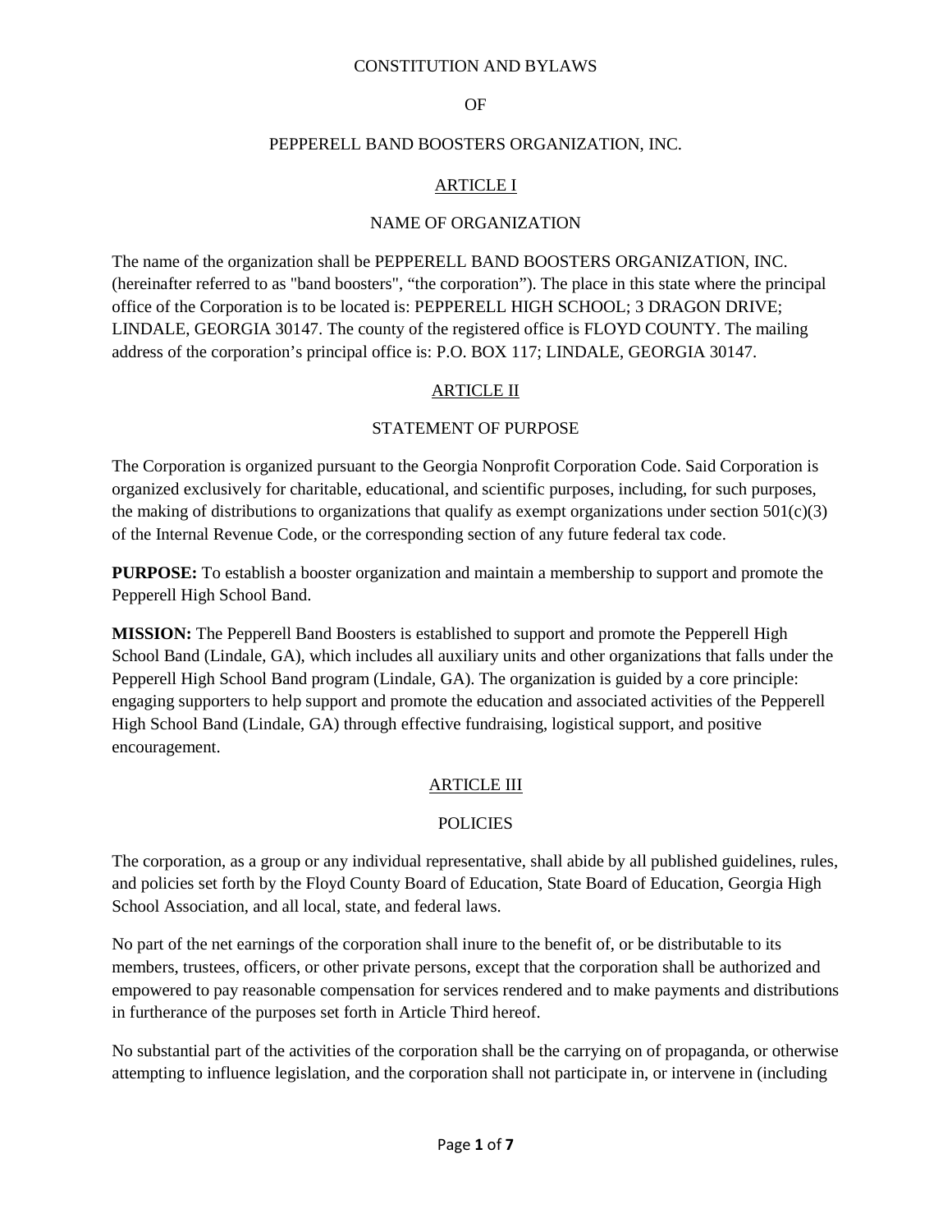# CONSTITUTION AND BYLAWS

# OF

# PEPPERELL BAND BOOSTERS ORGANIZATION, INC.

## ARTICLE I

## NAME OF ORGANIZATION

The name of the organization shall be PEPPERELL BAND BOOSTERS ORGANIZATION, INC. (hereinafter referred to as "band boosters", "the corporation"). The place in this state where the principal office of the Corporation is to be located is: PEPPERELL HIGH SCHOOL; 3 DRAGON DRIVE; LINDALE, GEORGIA 30147. The county of the registered office is FLOYD COUNTY. The mailing address of the corporation's principal office is: P.O. BOX 117; LINDALE, GEORGIA 30147.

## ARTICLE II

## STATEMENT OF PURPOSE

The Corporation is organized pursuant to the Georgia Nonprofit Corporation Code. Said Corporation is organized exclusively for charitable, educational, and scientific purposes, including, for such purposes, the making of distributions to organizations that qualify as exempt organizations under section 501(c)(3) of the Internal Revenue Code, or the corresponding section of any future federal tax code.

**PURPOSE:** To establish a booster organization and maintain a membership to support and promote the Pepperell High School Band.

**MISSION:** The Pepperell Band Boosters is established to support and promote the Pepperell High School Band (Lindale, GA), which includes all auxiliary units and other organizations that falls under the Pepperell High School Band program (Lindale, GA). The organization is guided by a core principle: engaging supporters to help support and promote the education and associated activities of the Pepperell High School Band (Lindale, GA) through effective fundraising, logistical support, and positive encouragement.

## ARTICLE III

## POLICIES

The corporation, as a group or any individual representative, shall abide by all published guidelines, rules, and policies set forth by the Floyd County Board of Education, State Board of Education, Georgia High School Association, and all local, state, and federal laws.

No part of the net earnings of the corporation shall inure to the benefit of, or be distributable to its members, trustees, officers, or other private persons, except that the corporation shall be authorized and empowered to pay reasonable compensation for services rendered and to make payments and distributions in furtherance of the purposes set forth in Article Third hereof.

No substantial part of the activities of the corporation shall be the carrying on of propaganda, or otherwise attempting to influence legislation, and the corporation shall not participate in, or intervene in (including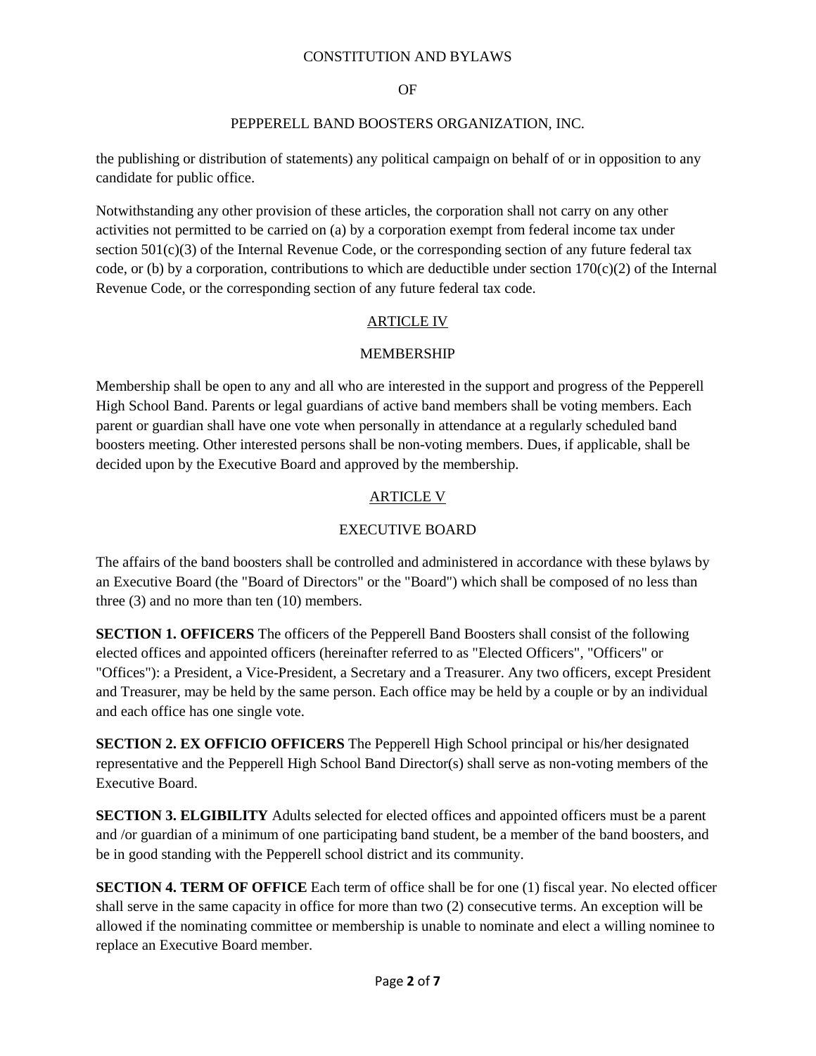the publishing or distribution of statements) any political campaign on behalf of or in opposition to any candidate for public office.

Notwithstanding any other provision of these articles, the corporation shall not carry on any other activities not permitted to be carried on (a) by a corporation exempt from federal income tax under section 501(c)(3) of the Internal Revenue Code, or the corresponding section of any future federal tax code, or (b) by a corporation, contributions to which are deductible under section 170(c)(2) of the Internal Revenue Code, or the corresponding section of any future federal tax code.

## ARTICLE IV

## MEMBERSHIP

Membership shall be open to any and all who are interested in the support and progress of the Pepperell High School Band. Parents or legal guardians of active band members shall be voting members. Each parent or guardian shall have one vote when personally in attendance at a regularly scheduled band boosters meeting. Other interested persons shall be non-voting members. Dues, if applicable, shall be decided upon by the Executive Board and approved by the membership.

## ARTICLE V

## EXECUTIVE BOARD

The affairs of the band boosters shall be controlled and administered in accordance with these bylaws by an Executive Board (the "Board of Directors" or the "Board") which shall be composed of no less than three (3) and no more than ten (10) members.

**SECTION 1. OFFICERS** The officers of the Pepperell Band Boosters shall consist of the following elected offices and appointed officers (hereinafter referred to as "Elected Officers", "Officers" or "Offices"): a President, a Vice-President, a Secretary and a Treasurer. Any two officers, except President and Treasurer, may be held by the same person. Each office may be held by a couple or by an individual and each office has one single vote.

**SECTION 2. EX OFFICIO OFFICERS** The Pepperell High School principal or his/her designated representative and the Pepperell High School Band Director(s) shall serve as non-voting members of the Executive Board.

**SECTION 3. ELGIBILITY** Adults selected for elected offices and appointed officers must be a parent and /or guardian of a minimum of one participating band student, be a member of the band boosters, and be in good standing with the Pepperell school district and its community.

**SECTION 4. TERM OF OFFICE** Each term of office shall be for one (1) fiscal year. No elected officer shall serve in the same capacity in office for more than two (2) consecutive terms. An exception will be allowed if the nominating committee or membership is unable to nominate and elect a willing nominee to replace an Executive Board member.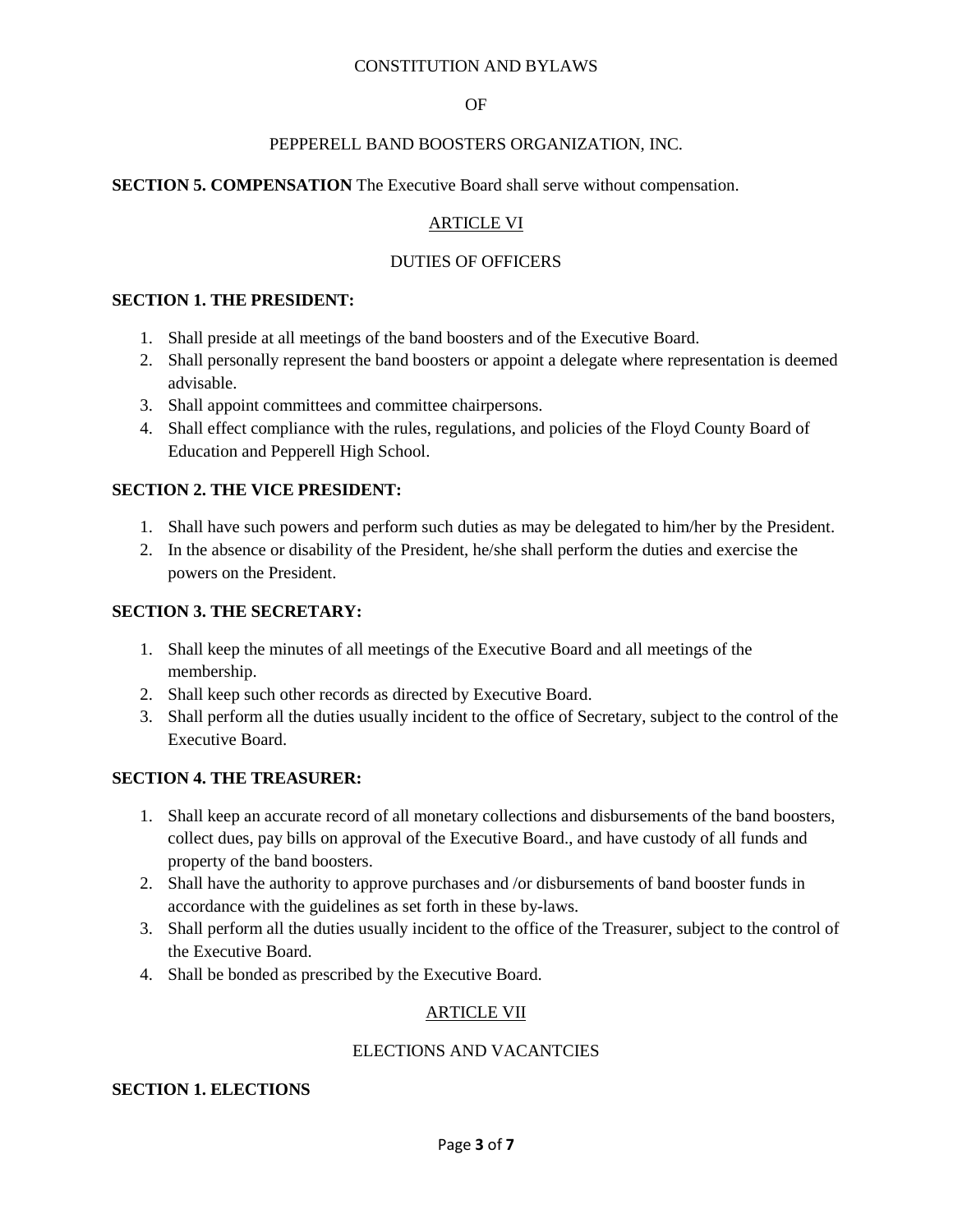CONSTITUTION AND BYLAWS

OF

PEPPERELL BAND BOOSTERS ORGANIZATION, INC.

**SECTION 5. COMPENSATION** The Executive Board shall serve without compensation.

## ARTICLE VI

## DUTIES OF OFFICERS

**SECTION 1. THE PRESIDENT:**

1. Shall preside at all meetings of the band boosters and of the Executive Board.
2. Shall personally represent the band boosters or appoint a delegate where representation is deemed advisable.
3. Shall appoint committees and committee chairpersons.
4. Shall effect compliance with the rules, regulations, and policies of the Floyd County Board of Education and Pepperell High School.

**SECTION 2. THE VICE PRESIDENT:**

1. Shall have such powers and perform such duties as may be delegated to him/her by the President.
2. In the absence or disability of the President, he/she shall perform the duties and exercise the powers on the President.

**SECTION 3. THE SECRETARY:**

1. Shall keep the minutes of all meetings of the Executive Board and all meetings of the membership.
2. Shall keep such other records as directed by Executive Board.
3. Shall perform all the duties usually incident to the office of Secretary, subject to the control of the Executive Board.

**SECTION 4. THE TREASURER:**

1. Shall keep an accurate record of all monetary collections and disbursements of the band boosters, collect dues, pay bills on approval of the Executive Board., and have custody of all funds and property of the band boosters.
2. Shall have the authority to approve purchases and /or disbursements of band booster funds in accordance with the guidelines as set forth in these by-laws.
3. Shall perform all the duties usually incident to the office of the Treasurer, subject to the control of the Executive Board.
4. Shall be bonded as prescribed by the Executive Board.

## ARTICLE VII

## ELECTIONS AND VACANTCIES

**SECTION 1. ELECTIONS**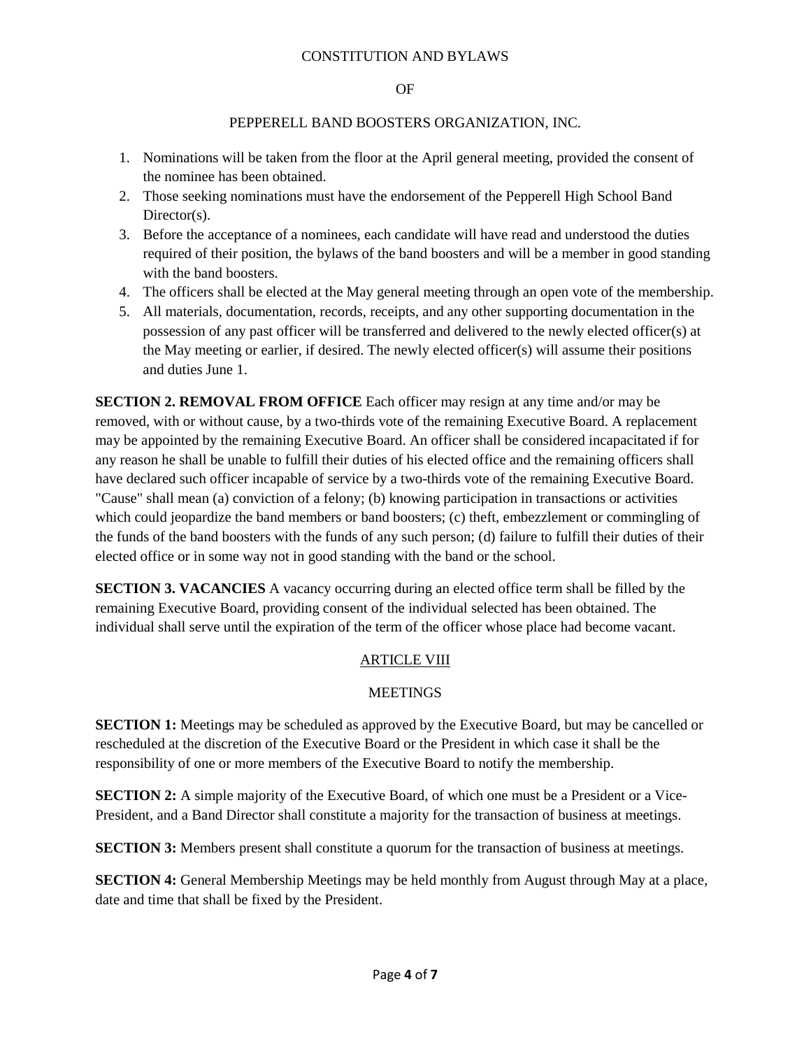1. Nominations will be taken from the floor at the April general meeting, provided the consent of the nominee has been obtained.
2. Those seeking nominations must have the endorsement of the Pepperell High School Band Director(s).
3. Before the acceptance of a nominees, each candidate will have read and understood the duties required of their position, the bylaws of the band boosters and will be a member in good standing with the band boosters.
4. The officers shall be elected at the May general meeting through an open vote of the membership.
5. All materials, documentation, records, receipts, and any other supporting documentation in the possession of any past officer will be transferred and delivered to the newly elected officer(s) at the May meeting or earlier, if desired. The newly elected officer(s) will assume their positions and duties June 1.

**SECTION 2. REMOVAL FROM OFFICE** Each officer may resign at any time and/or may be removed, with or without cause, by a two-thirds vote of the remaining Executive Board. A replacement may be appointed by the remaining Executive Board. An officer shall be considered incapacitated if for any reason he shall be unable to fulfill their duties of his elected office and the remaining officers shall have declared such officer incapable of service by a two-thirds vote of the remaining Executive Board. "Cause" shall mean (a) conviction of a felony; (b) knowing participation in transactions or activities which could jeopardize the band members or band boosters; (c) theft, embezzlement or commingling of the funds of the band boosters with the funds of any such person; (d) failure to fulfill their duties of their elected office or in some way not in good standing with the band or the school.

**SECTION 3. VACANCIES** A vacancy occurring during an elected office term shall be filled by the remaining Executive Board, providing consent of the individual selected has been obtained. The individual shall serve until the expiration of the term of the officer whose place had become vacant.

## ARTICLE VIII

## MEETINGS

**SECTION 1:** Meetings may be scheduled as approved by the Executive Board, but may be cancelled or rescheduled at the discretion of the Executive Board or the President in which case it shall be the responsibility of one or more members of the Executive Board to notify the membership.

**SECTION 2:** A simple majority of the Executive Board, of which one must be a President or a Vice-President, and a Band Director shall constitute a majority for the transaction of business at meetings.

**SECTION 3:** Members present shall constitute a quorum for the transaction of business at meetings.

**SECTION 4:** General Membership Meetings may be held monthly from August through May at a place, date and time that shall be fixed by the President.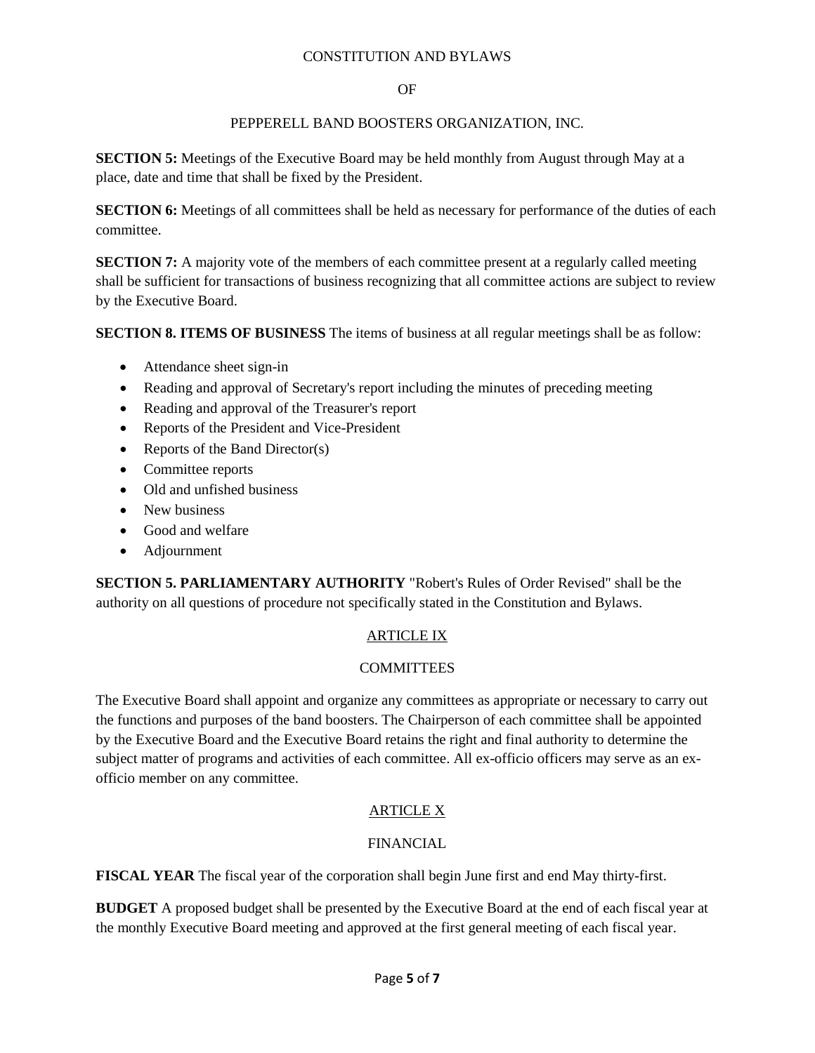CONSTITUTION AND BYLAWS

OF

PEPPERELL BAND BOOSTERS ORGANIZATION, INC.

**SECTION 5:** Meetings of the Executive Board may be held monthly from August through May at a place, date and time that shall be fixed by the President.

**SECTION 6:** Meetings of all committees shall be held as necessary for performance of the duties of each committee.

**SECTION 7:** A majority vote of the members of each committee present at a regularly called meeting shall be sufficient for transactions of business recognizing that all committee actions are subject to review by the Executive Board.

**SECTION 8. ITEMS OF BUSINESS** The items of business at all regular meetings shall be as follow:

- Attendance sheet sign-in
- Reading and approval of Secretary's report including the minutes of preceding meeting
- Reading and approval of the Treasurer's report
- Reports of the President and Vice-President
- Reports of the Band Director(s)
- Committee reports
- Old and unfished business
- New business
- Good and welfare
- Adjournment

**SECTION 5. PARLIAMENTARY AUTHORITY** "Robert's Rules of Order Revised" shall be the authority on all questions of procedure not specifically stated in the Constitution and Bylaws.

## ARTICLE IX

## COMMITTEES

The Executive Board shall appoint and organize any committees as appropriate or necessary to carry out the functions and purposes of the band boosters. The Chairperson of each committee shall be appointed by the Executive Board and the Executive Board retains the right and final authority to determine the subject matter of programs and activities of each committee. All ex-officio officers may serve as an ex-officio member on any committee.

## ARTICLE X

## FINANCIAL

**FISCAL YEAR** The fiscal year of the corporation shall begin June first and end May thirty-first.

**BUDGET** A proposed budget shall be presented by the Executive Board at the end of each fiscal year at the monthly Executive Board meeting and approved at the first general meeting of each fiscal year.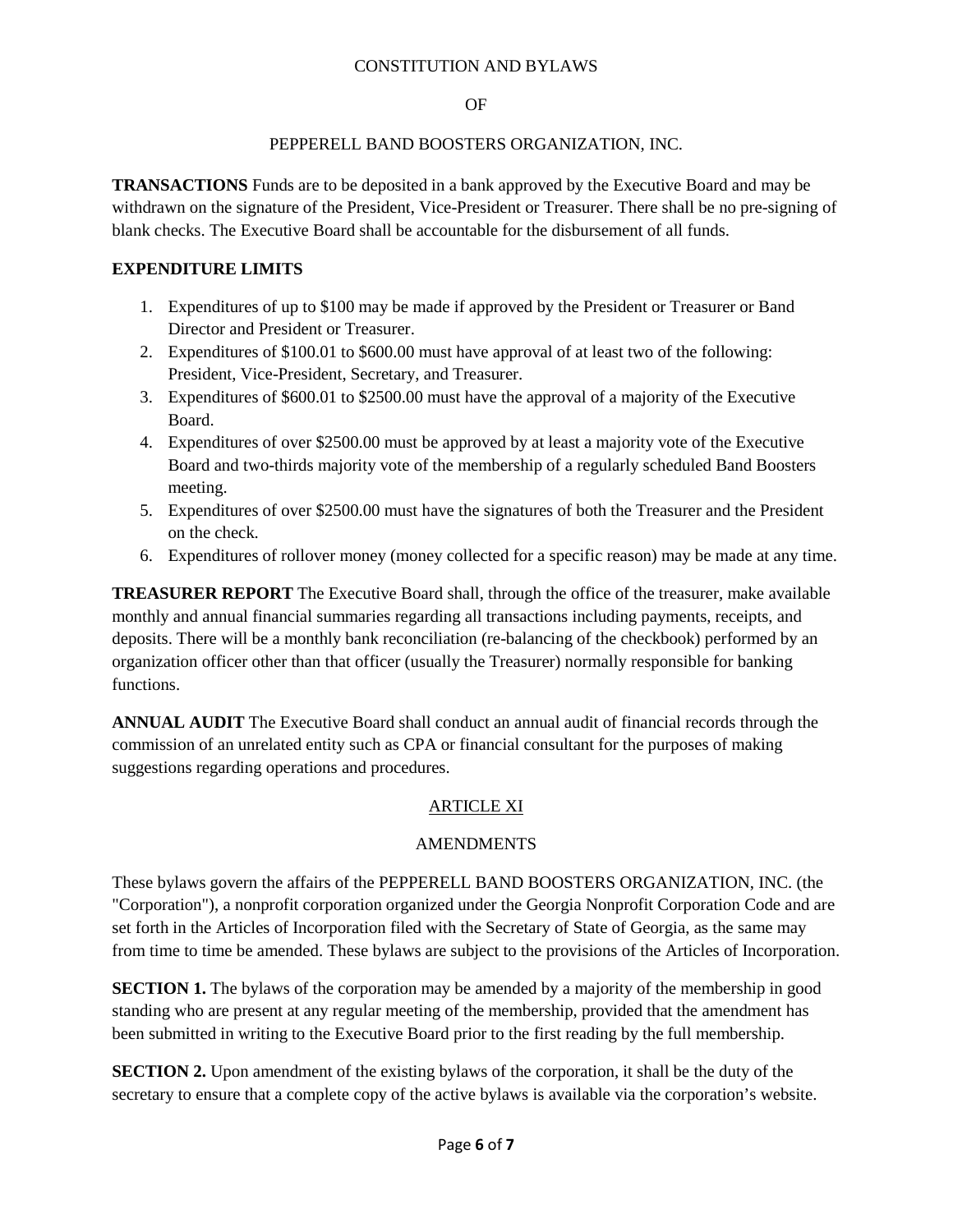CONSTITUTION AND BYLAWS

OF

PEPPERELL BAND BOOSTERS ORGANIZATION, INC.

**TRANSACTIONS** Funds are to be deposited in a bank approved by the Executive Board and may be withdrawn on the signature of the President, Vice-President or Treasurer. There shall be no pre-signing of blank checks. The Executive Board shall be accountable for the disbursement of all funds.

**EXPENDITURE LIMITS**

1. Expenditures of up to $100 may be made if approved by the President or Treasurer or Band Director and President or Treasurer.
2. Expenditures of $100.01 to $600.00 must have approval of at least two of the following: President, Vice-President, Secretary, and Treasurer.
3. Expenditures of $600.01 to $2500.00 must have the approval of a majority of the Executive Board.
4. Expenditures of over $2500.00 must be approved by at least a majority vote of the Executive Board and two-thirds majority vote of the membership of a regularly scheduled Band Boosters meeting.
5. Expenditures of over $2500.00 must have the signatures of both the Treasurer and the President on the check.
6. Expenditures of rollover money (money collected for a specific reason) may be made at any time.

**TREASURER REPORT** The Executive Board shall, through the office of the treasurer, make available monthly and annual financial summaries regarding all transactions including payments, receipts, and deposits. There will be a monthly bank reconciliation (re-balancing of the checkbook) performed by an organization officer other than that officer (usually the Treasurer) normally responsible for banking functions.

**ANNUAL AUDIT** The Executive Board shall conduct an annual audit of financial records through the commission of an unrelated entity such as CPA or financial consultant for the purposes of making suggestions regarding operations and procedures.

## ARTICLE XI

## AMENDMENTS

These bylaws govern the affairs of the PEPPERELL BAND BOOSTERS ORGANIZATION, INC. (the "Corporation"), a nonprofit corporation organized under the Georgia Nonprofit Corporation Code and are set forth in the Articles of Incorporation filed with the Secretary of State of Georgia, as the same may from time to time be amended. These bylaws are subject to the provisions of the Articles of Incorporation.

**SECTION 1.** The bylaws of the corporation may be amended by a majority of the membership in good standing who are present at any regular meeting of the membership, provided that the amendment has been submitted in writing to the Executive Board prior to the first reading by the full membership.

**SECTION 2.** Upon amendment of the existing bylaws of the corporation, it shall be the duty of the secretary to ensure that a complete copy of the active bylaws is available via the corporation's website.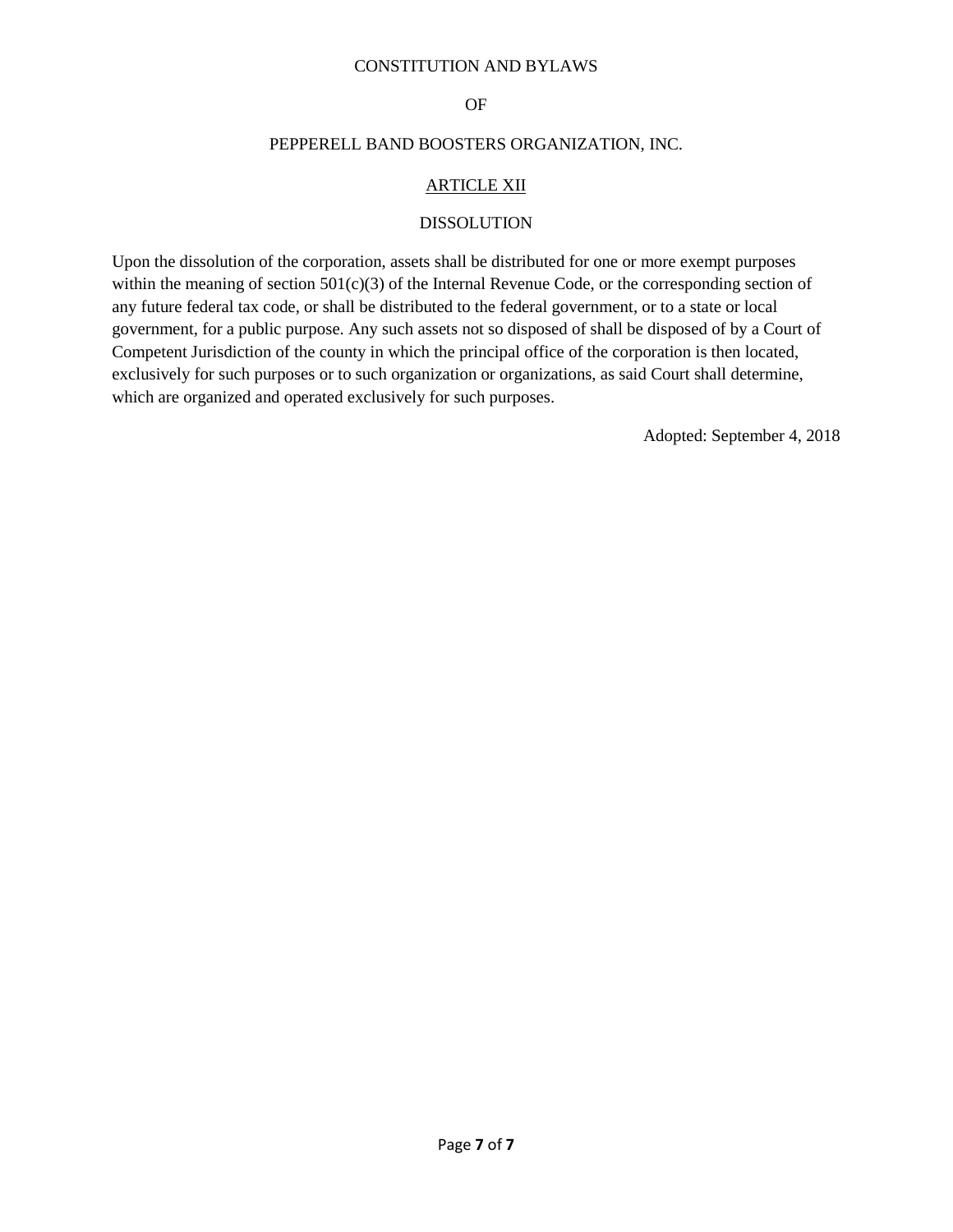## ARTICLE XII

## DISSOLUTION

Upon the dissolution of the corporation, assets shall be distributed for one or more exempt purposes within the meaning of section 501(c)(3) of the Internal Revenue Code, or the corresponding section of any future federal tax code, or shall be distributed to the federal government, or to a state or local government, for a public purpose. Any such assets not so disposed of shall be disposed of by a Court of Competent Jurisdiction of the county in which the principal office of the corporation is then located, exclusively for such purposes or to such organization or organizations, as said Court shall determine, which are organized and operated exclusively for such purposes.

Adopted: September 4, 2018